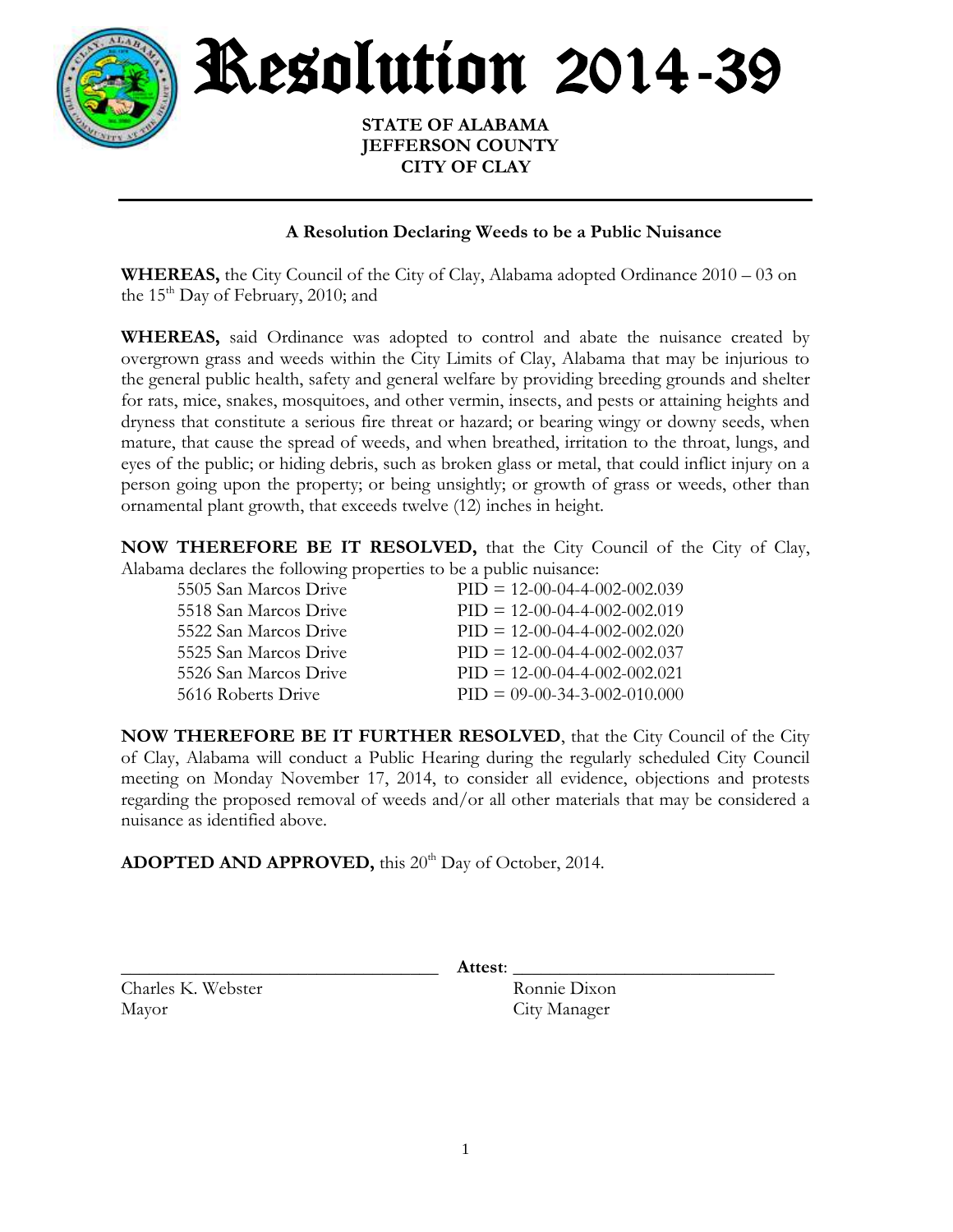# Resolution 2014-39

**STATE OF ALABAMA**
**JEFFERSON COUNTY**
**CITY OF CLAY**

---

**A Resolution Declaring Weeds to be a Public Nuisance**

**WHEREAS,** the City Council of the City of Clay, Alabama adopted Ordinance 2010 – 03 on the 15th Day of February, 2010; and

**WHEREAS,** said Ordinance was adopted to control and abate the nuisance created by overgrown grass and weeds within the City Limits of Clay, Alabama that may be injurious to the general public health, safety and general welfare by providing breeding grounds and shelter for rats, mice, snakes, mosquitoes, and other vermin, insects, and pests or attaining heights and dryness that constitute a serious fire threat or hazard; or bearing wingy or downy seeds, when mature, that cause the spread of weeds, and when breathed, irritation to the throat, lungs, and eyes of the public; or hiding debris, such as broken glass or metal, that could inflict injury on a person going upon the property; or being unsightly; or growth of grass or weeds, other than ornamental plant growth, that exceeds twelve (12) inches in height.

**NOW THEREFORE BE IT RESOLVED,** that the City Council of the City of Clay, Alabama declares the following properties to be a public nuisance:

| | |
|---|---|
| 5505 San Marcos Drive | PID = 12-00-04-4-002-002.039 |
| 5518 San Marcos Drive | PID = 12-00-04-4-002-002.019 |
| 5522 San Marcos Drive | PID = 12-00-04-4-002-002.020 |
| 5525 San Marcos Drive | PID = 12-00-04-4-002-002.037 |
| 5526 San Marcos Drive | PID = 12-00-04-4-002-002.021 |
| 5616 Roberts Drive | PID = 09-00-34-3-002-010.000 |

**NOW THEREFORE BE IT FURTHER RESOLVED**, that the City Council of the City of Clay, Alabama will conduct a Public Hearing during the regularly scheduled City Council meeting on Monday November 17, 2014, to consider all evidence, objections and protests regarding the proposed removal of weeds and/or all other materials that may be considered a nuisance as identified above.

**ADOPTED AND APPROVED,** this 20th Day of October, 2014.

\_\_\_\_\_\_\_\_\_\_\_\_\_\_\_\_\_\_\_\_\_\_\_\_\_\_\_\_\_\_\_\_ **Attest**: \_\_\_\_\_\_\_\_\_\_\_\_\_\_\_\_\_\_\_\_\_\_\_\_\_\_\_\_

Charles K. Webster
Mayor

Ronnie Dixon
City Manager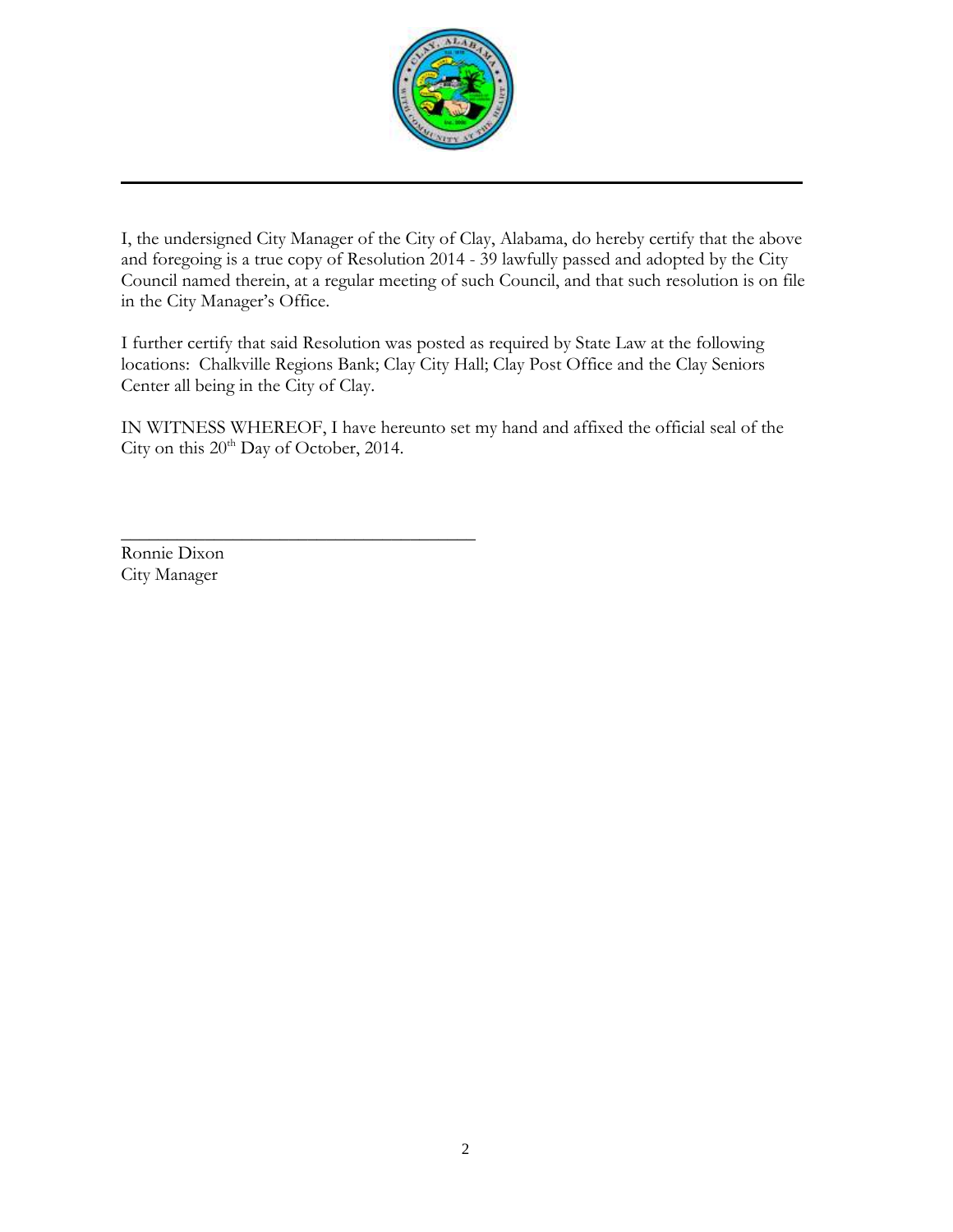I, the undersigned City Manager of the City of Clay, Alabama, do hereby certify that the above and foregoing is a true copy of Resolution 2014 - 39 lawfully passed and adopted by the City Council named therein, at a regular meeting of such Council, and that such resolution is on file in the City Manager's Office.

I further certify that said Resolution was posted as required by State Law at the following locations: Chalkville Regions Bank; Clay City Hall; Clay Post Office and the Clay Seniors Center all being in the City of Clay.

IN WITNESS WHEREOF, I have hereunto set my hand and affixed the official seal of the City on this 20th Day of October, 2014.

\_\_\_\_\_\_\_\_\_\_\_\_\_\_\_\_\_\_\_\_\_\_\_\_\_\_\_\_\_\_\_\_\_\_\_\_\_\_\_\_

Ronnie Dixon
City Manager